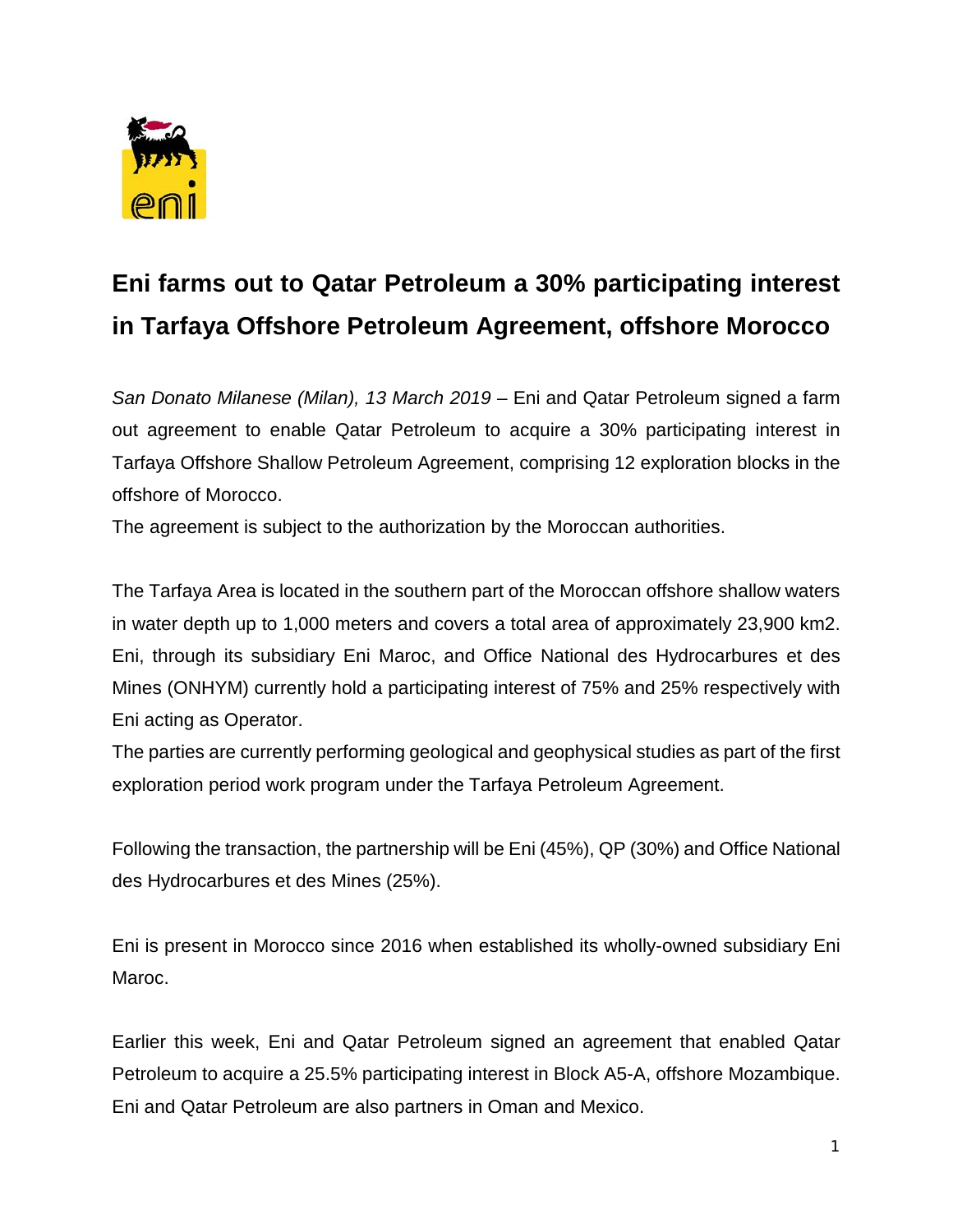# Eni farms out to Qatar Petroleum a 30% participating interest in Tarfaya Offshore Petroleum Agreement, offshore Morocco

*San Donato Milanese (Milan), 13 March 2019* – Eni and Qatar Petroleum signed a farm out agreement to enable Qatar Petroleum to acquire a 30% participating interest in Tarfaya Offshore Shallow Petroleum Agreement, comprising 12 exploration blocks in the offshore of Morocco.
The agreement is subject to the authorization by the Moroccan authorities.

The Tarfaya Area is located in the southern part of the Moroccan offshore shallow waters in water depth up to 1,000 meters and covers a total area of approximately 23,900 km2. Eni, through its subsidiary Eni Maroc, and Office National des Hydrocarbures et des Mines (ONHYM) currently hold a participating interest of 75% and 25% respectively with Eni acting as Operator.
The parties are currently performing geological and geophysical studies as part of the first exploration period work program under the Tarfaya Petroleum Agreement.

Following the transaction, the partnership will be Eni (45%), QP (30%) and Office National des Hydrocarbures et des Mines (25%).

Eni is present in Morocco since 2016 when established its wholly-owned subsidiary Eni Maroc.

Earlier this week, Eni and Qatar Petroleum signed an agreement that enabled Qatar Petroleum to acquire a 25.5% participating interest in Block A5-A, offshore Mozambique. Eni and Qatar Petroleum are also partners in Oman and Mexico.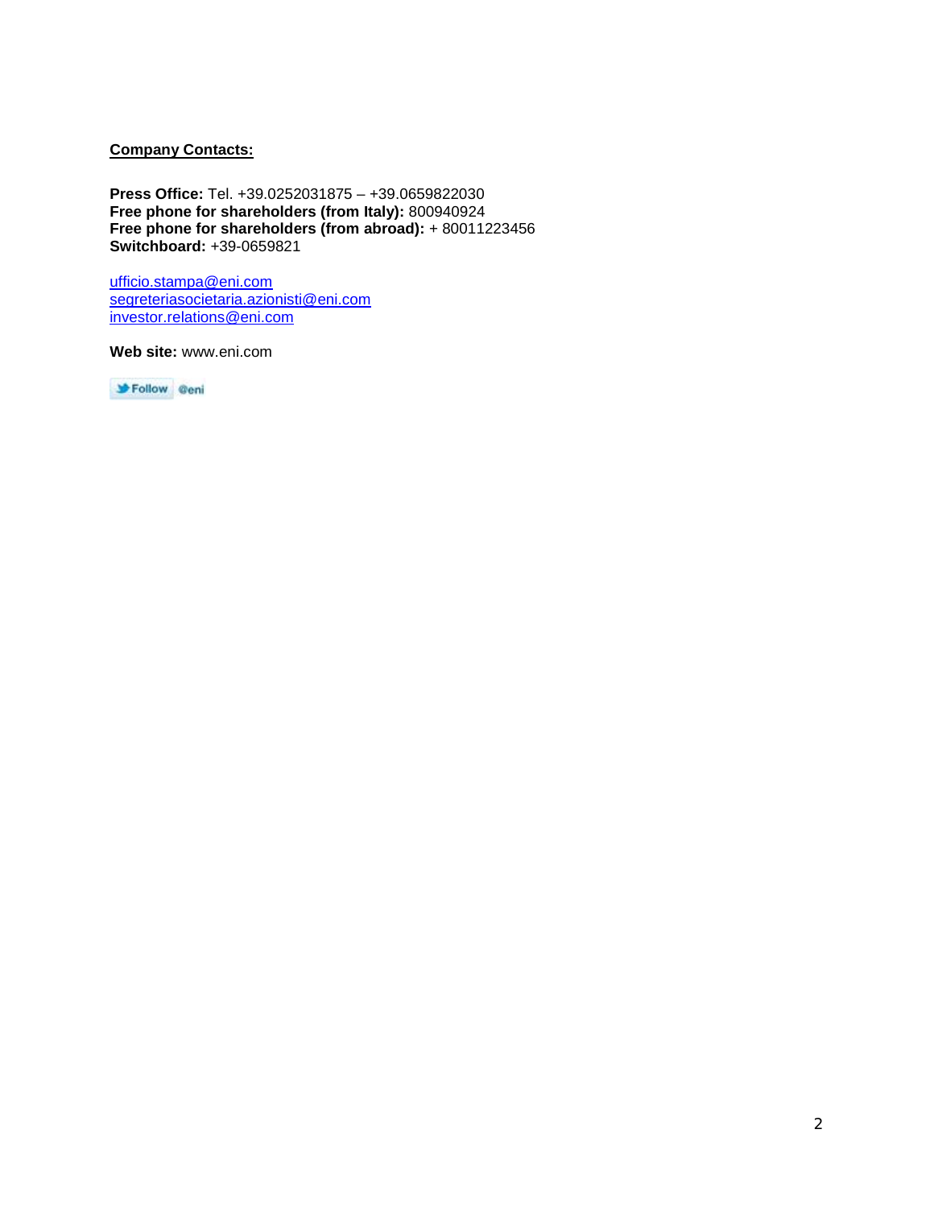**Company Contacts:**

**Press Office:** Tel. +39.0252031875 – +39.0659822030
**Free phone for shareholders (from Italy):** 800940924
**Free phone for shareholders (from abroad):** + 80011223456
**Switchboard:** +39-0659821

ufficio.stampa@eni.com
segreteriasocietaria.azionisti@eni.com
investor.relations@eni.com

**Web site:** www.eni.com

Follow @eni